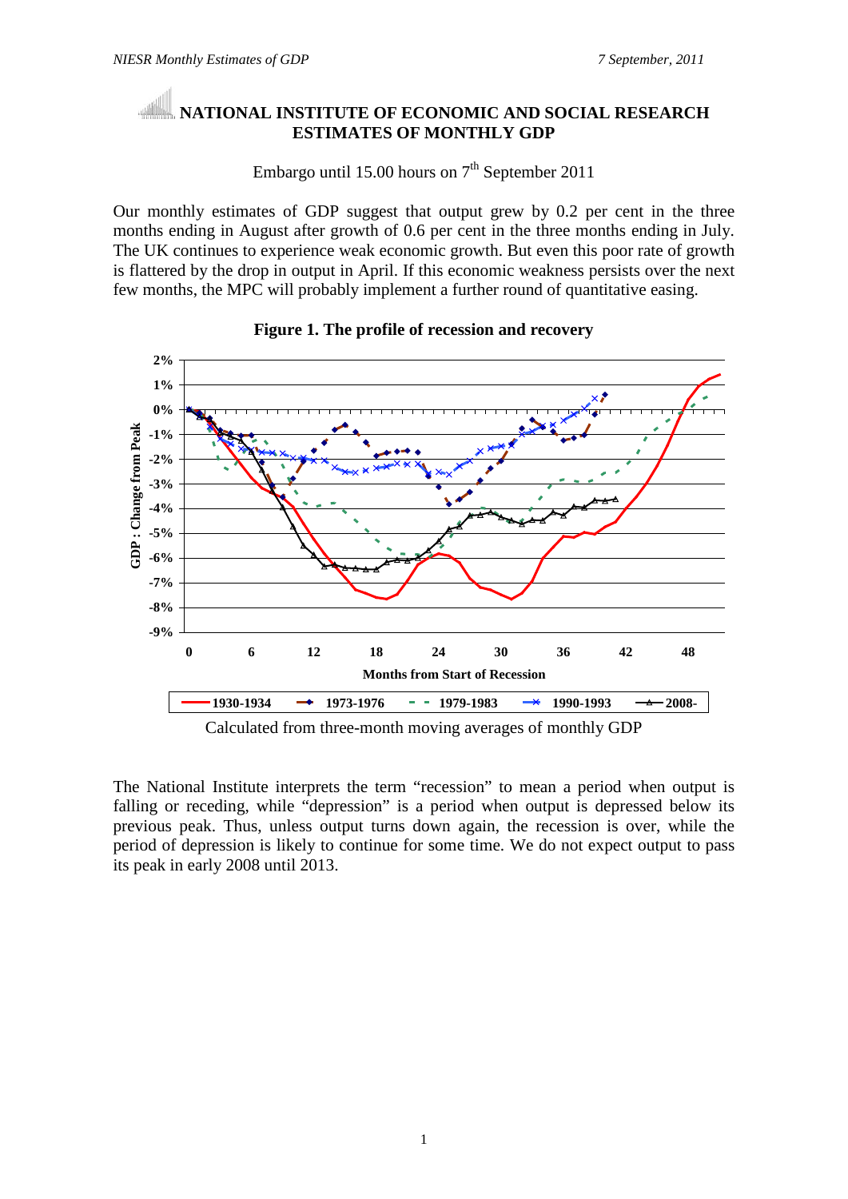# NATIONAL INSTITUTE OF ECONOMIC AND SOCIAL RESEARCH ESTIMATES OF MONTHLY GDP

Embargo until 15.00 hours on 7th September 2011

Our monthly estimates of GDP suggest that output grew by 0.2 per cent in the three months ending in August after growth of 0.6 per cent in the three months ending in July. The UK continues to experience weak economic growth. But even this poor rate of growth is flattered by the drop in output in April. If this economic weakness persists over the next few months, the MPC will probably implement a further round of quantitative easing.

**Figure 1. The profile of recession and recovery**

Calculated from three-month moving averages of monthly GDP

The National Institute interprets the term “recession” to mean a period when output is falling or receding, while “depression” is a period when output is depressed below its previous peak. Thus, unless output turns down again, the recession is over, while the period of depression is likely to continue for some time. We do not expect output to pass its peak in early 2008 until 2013.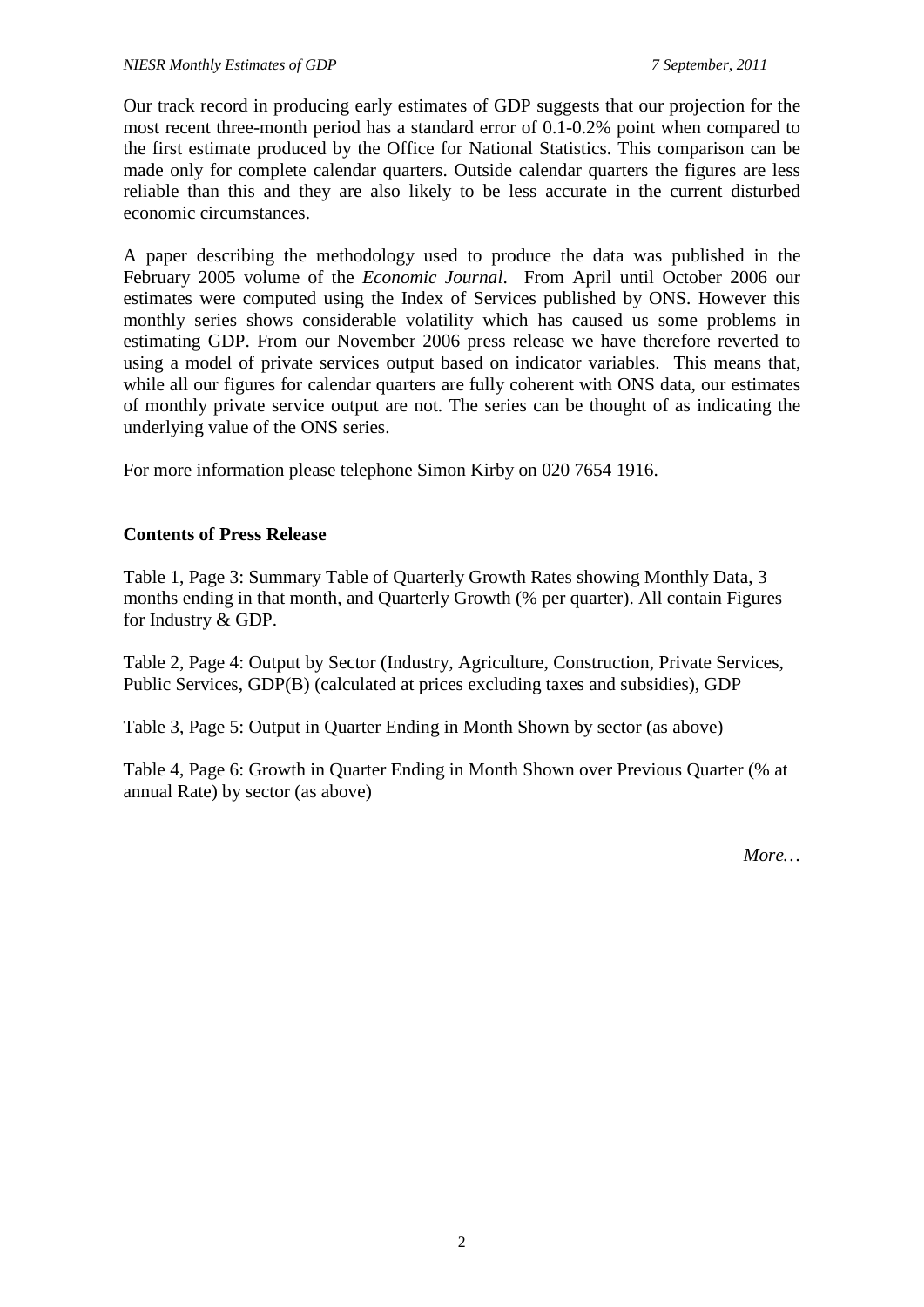Our track record in producing early estimates of GDP suggests that our projection for the most recent three-month period has a standard error of 0.1-0.2% point when compared to the first estimate produced by the Office for National Statistics. This comparison can be made only for complete calendar quarters. Outside calendar quarters the figures are less reliable than this and they are also likely to be less accurate in the current disturbed economic circumstances.

A paper describing the methodology used to produce the data was published in the February 2005 volume of the *Economic Journal*. From April until October 2006 our estimates were computed using the Index of Services published by ONS. However this monthly series shows considerable volatility which has caused us some problems in estimating GDP. From our November 2006 press release we have therefore reverted to using a model of private services output based on indicator variables. This means that, while all our figures for calendar quarters are fully coherent with ONS data, our estimates of monthly private service output are not. The series can be thought of as indicating the underlying value of the ONS series.

For more information please telephone Simon Kirby on 020 7654 1916.

**Contents of Press Release**

Table 1, Page 3: Summary Table of Quarterly Growth Rates showing Monthly Data, 3 months ending in that month, and Quarterly Growth (% per quarter). All contain Figures for Industry & GDP.

Table 2, Page 4: Output by Sector (Industry, Agriculture, Construction, Private Services, Public Services, GDP(B) (calculated at prices excluding taxes and subsidies), GDP

Table 3, Page 5: Output in Quarter Ending in Month Shown by sector (as above)

Table 4, Page 6: Growth in Quarter Ending in Month Shown over Previous Quarter (% at annual Rate) by sector (as above)

*More…*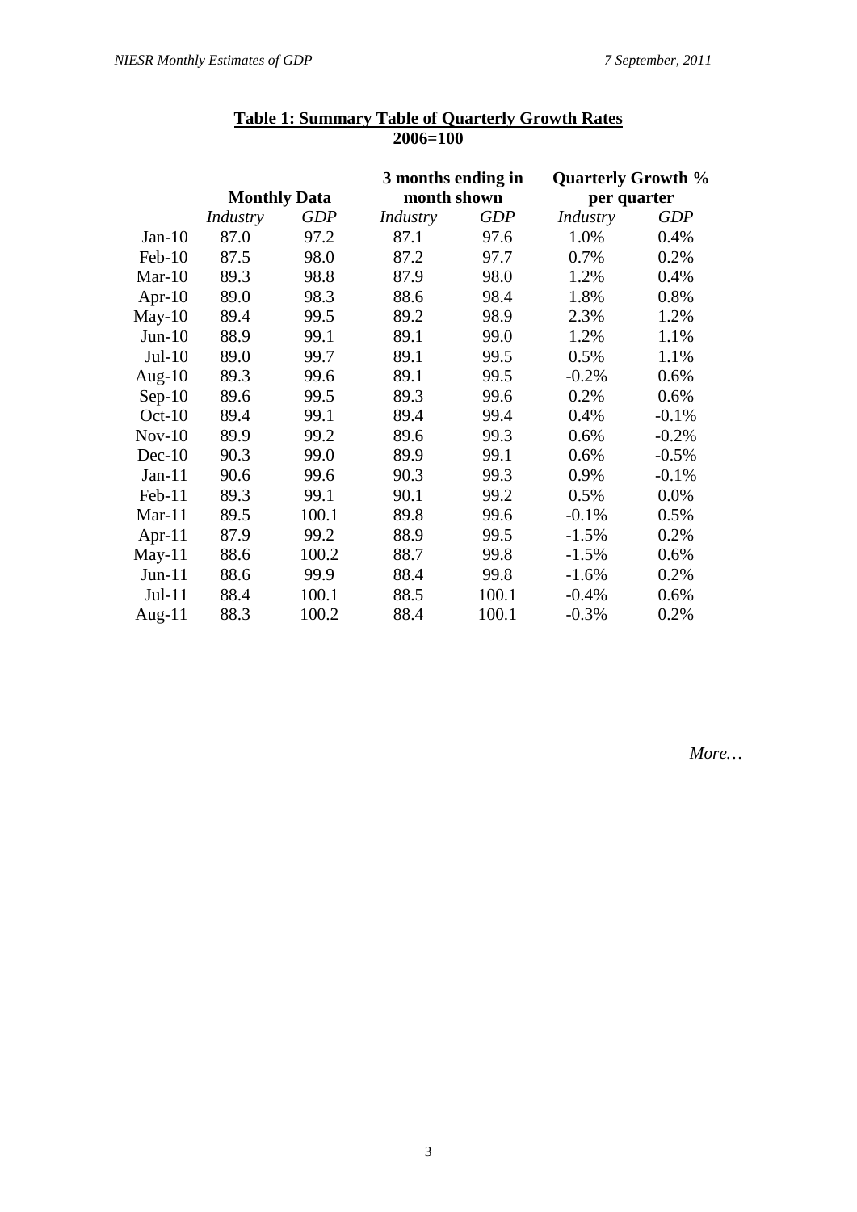**Table 1: Summary Table of Quarterly Growth Rates**
**2006=100**

| | Monthly Data | | 3 months ending in month shown | | Quarterly Growth % per quarter | |
|---|---|---|---|---|---|---|
| | *Industry* | *GDP* | *Industry* | *GDP* | *Industry* | *GDP* |
| Jan-10 | 87.0 | 97.2 | 87.1 | 97.6 | 1.0% | 0.4% |
| Feb-10 | 87.5 | 98.0 | 87.2 | 97.7 | 0.7% | 0.2% |
| Mar-10 | 89.3 | 98.8 | 87.9 | 98.0 | 1.2% | 0.4% |
| Apr-10 | 89.0 | 98.3 | 88.6 | 98.4 | 1.8% | 0.8% |
| May-10 | 89.4 | 99.5 | 89.2 | 98.9 | 2.3% | 1.2% |
| Jun-10 | 88.9 | 99.1 | 89.1 | 99.0 | 1.2% | 1.1% |
| Jul-10 | 89.0 | 99.7 | 89.1 | 99.5 | 0.5% | 1.1% |
| Aug-10 | 89.3 | 99.6 | 89.1 | 99.5 | -0.2% | 0.6% |
| Sep-10 | 89.6 | 99.5 | 89.3 | 99.6 | 0.2% | 0.6% |
| Oct-10 | 89.4 | 99.1 | 89.4 | 99.4 | 0.4% | -0.1% |
| Nov-10 | 89.9 | 99.2 | 89.6 | 99.3 | 0.6% | -0.2% |
| Dec-10 | 90.3 | 99.0 | 89.9 | 99.1 | 0.6% | -0.5% |
| Jan-11 | 90.6 | 99.6 | 90.3 | 99.3 | 0.9% | -0.1% |
| Feb-11 | 89.3 | 99.1 | 90.1 | 99.2 | 0.5% | 0.0% |
| Mar-11 | 89.5 | 100.1 | 89.8 | 99.6 | -0.1% | 0.5% |
| Apr-11 | 87.9 | 99.2 | 88.9 | 99.5 | -1.5% | 0.2% |
| May-11 | 88.6 | 100.2 | 88.7 | 99.8 | -1.5% | 0.6% |
| Jun-11 | 88.6 | 99.9 | 88.4 | 99.8 | -1.6% | 0.2% |
| Jul-11 | 88.4 | 100.1 | 88.5 | 100.1 | -0.4% | 0.6% |
| Aug-11 | 88.3 | 100.2 | 88.4 | 100.1 | -0.3% | 0.2% |

*More…*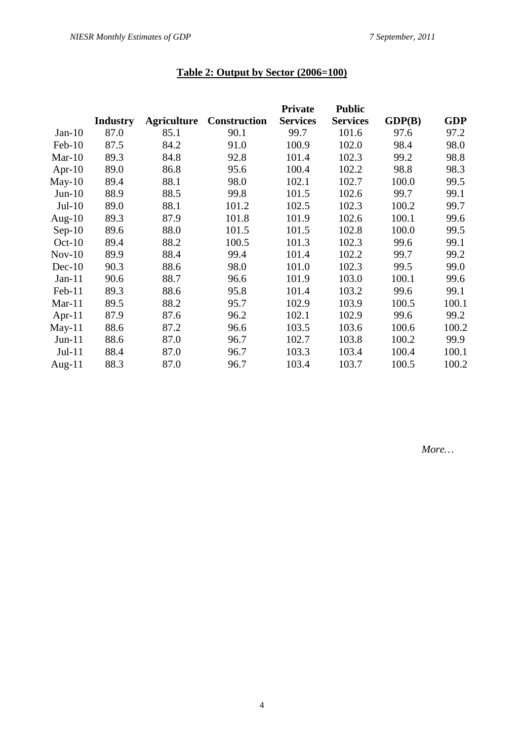## Table 2: Output by Sector (2006=100)

| | Industry | Agriculture | Construction | Private Services | Public Services | GDP(B) | GDP |
|---|---|---|---|---|---|---|---|
| Jan-10 | 87.0 | 85.1 | 90.1 | 99.7 | 101.6 | 97.6 | 97.2 |
| Feb-10 | 87.5 | 84.2 | 91.0 | 100.9 | 102.0 | 98.4 | 98.0 |
| Mar-10 | 89.3 | 84.8 | 92.8 | 101.4 | 102.3 | 99.2 | 98.8 |
| Apr-10 | 89.0 | 86.8 | 95.6 | 100.4 | 102.2 | 98.8 | 98.3 |
| May-10 | 89.4 | 88.1 | 98.0 | 102.1 | 102.7 | 100.0 | 99.5 |
| Jun-10 | 88.9 | 88.5 | 99.8 | 101.5 | 102.6 | 99.7 | 99.1 |
| Jul-10 | 89.0 | 88.1 | 101.2 | 102.5 | 102.3 | 100.2 | 99.7 |
| Aug-10 | 89.3 | 87.9 | 101.8 | 101.9 | 102.6 | 100.1 | 99.6 |
| Sep-10 | 89.6 | 88.0 | 101.5 | 101.5 | 102.8 | 100.0 | 99.5 |
| Oct-10 | 89.4 | 88.2 | 100.5 | 101.3 | 102.3 | 99.6 | 99.1 |
| Nov-10 | 89.9 | 88.4 | 99.4 | 101.4 | 102.2 | 99.7 | 99.2 |
| Dec-10 | 90.3 | 88.6 | 98.0 | 101.0 | 102.3 | 99.5 | 99.0 |
| Jan-11 | 90.6 | 88.7 | 96.6 | 101.9 | 103.0 | 100.1 | 99.6 |
| Feb-11 | 89.3 | 88.6 | 95.8 | 101.4 | 103.2 | 99.6 | 99.1 |
| Mar-11 | 89.5 | 88.2 | 95.7 | 102.9 | 103.9 | 100.5 | 100.1 |
| Apr-11 | 87.9 | 87.6 | 96.2 | 102.1 | 102.9 | 99.6 | 99.2 |
| May-11 | 88.6 | 87.2 | 96.6 | 103.5 | 103.6 | 100.6 | 100.2 |
| Jun-11 | 88.6 | 87.0 | 96.7 | 102.7 | 103.8 | 100.2 | 99.9 |
| Jul-11 | 88.4 | 87.0 | 96.7 | 103.3 | 103.4 | 100.4 | 100.1 |
| Aug-11 | 88.3 | 87.0 | 96.7 | 103.4 | 103.7 | 100.5 | 100.2 |

*More…*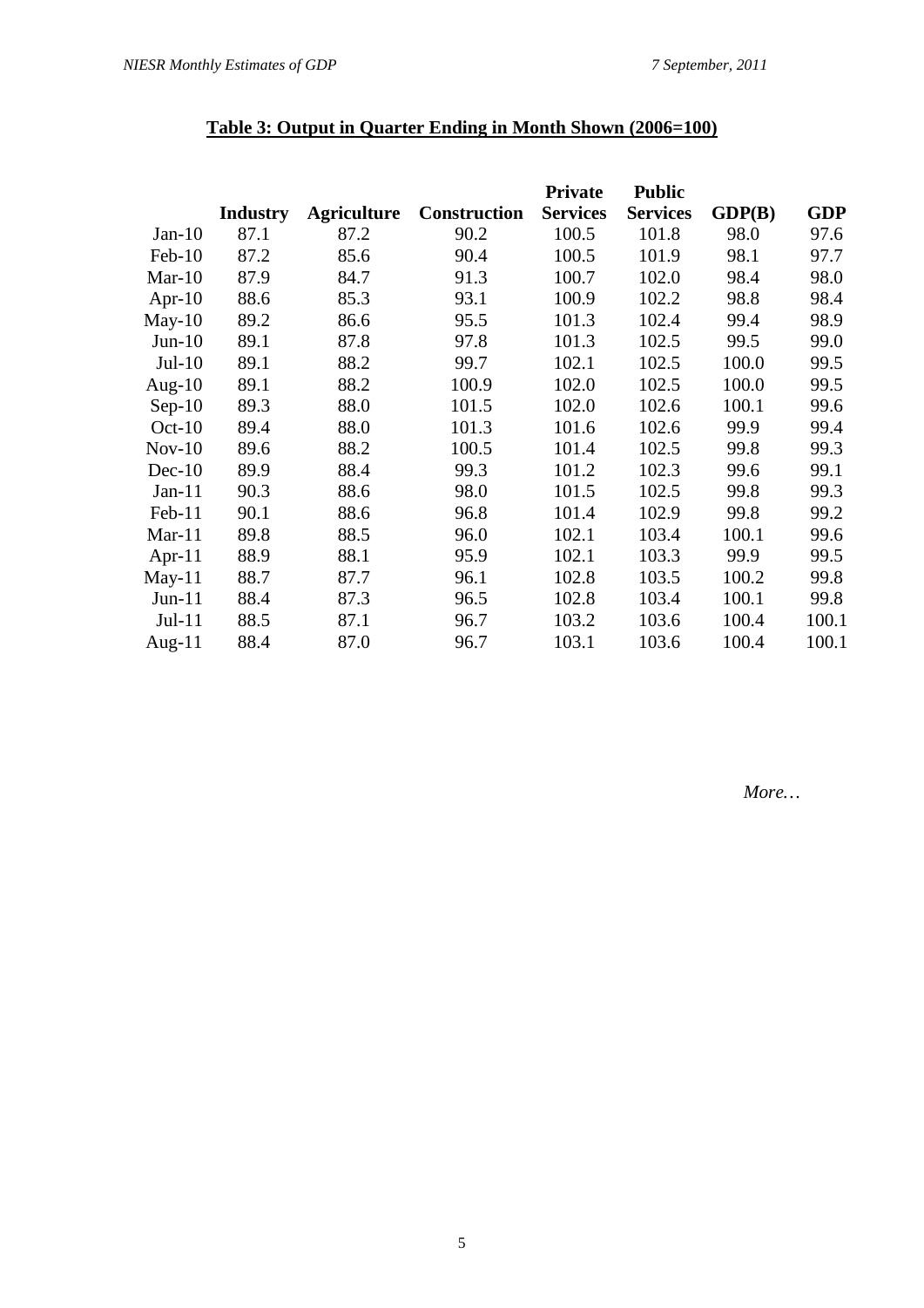## Table 3: Output in Quarter Ending in Month Shown (2006=100)

| | Industry | Agriculture | Construction | Private Services | Public Services | GDP(B) | GDP |
|---|---|---|---|---|---|---|---|
| Jan-10 | 87.1 | 87.2 | 90.2 | 100.5 | 101.8 | 98.0 | 97.6 |
| Feb-10 | 87.2 | 85.6 | 90.4 | 100.5 | 101.9 | 98.1 | 97.7 |
| Mar-10 | 87.9 | 84.7 | 91.3 | 100.7 | 102.0 | 98.4 | 98.0 |
| Apr-10 | 88.6 | 85.3 | 93.1 | 100.9 | 102.2 | 98.8 | 98.4 |
| May-10 | 89.2 | 86.6 | 95.5 | 101.3 | 102.4 | 99.4 | 98.9 |
| Jun-10 | 89.1 | 87.8 | 97.8 | 101.3 | 102.5 | 99.5 | 99.0 |
| Jul-10 | 89.1 | 88.2 | 99.7 | 102.1 | 102.5 | 100.0 | 99.5 |
| Aug-10 | 89.1 | 88.2 | 100.9 | 102.0 | 102.5 | 100.0 | 99.5 |
| Sep-10 | 89.3 | 88.0 | 101.5 | 102.0 | 102.6 | 100.1 | 99.6 |
| Oct-10 | 89.4 | 88.0 | 101.3 | 101.6 | 102.6 | 99.9 | 99.4 |
| Nov-10 | 89.6 | 88.2 | 100.5 | 101.4 | 102.5 | 99.8 | 99.3 |
| Dec-10 | 89.9 | 88.4 | 99.3 | 101.2 | 102.3 | 99.6 | 99.1 |
| Jan-11 | 90.3 | 88.6 | 98.0 | 101.5 | 102.5 | 99.8 | 99.3 |
| Feb-11 | 90.1 | 88.6 | 96.8 | 101.4 | 102.9 | 99.8 | 99.2 |
| Mar-11 | 89.8 | 88.5 | 96.0 | 102.1 | 103.4 | 100.1 | 99.6 |
| Apr-11 | 88.9 | 88.1 | 95.9 | 102.1 | 103.3 | 99.9 | 99.5 |
| May-11 | 88.7 | 87.7 | 96.1 | 102.8 | 103.5 | 100.2 | 99.8 |
| Jun-11 | 88.4 | 87.3 | 96.5 | 102.8 | 103.4 | 100.1 | 99.8 |
| Jul-11 | 88.5 | 87.1 | 96.7 | 103.2 | 103.6 | 100.4 | 100.1 |
| Aug-11 | 88.4 | 87.0 | 96.7 | 103.1 | 103.6 | 100.4 | 100.1 |

*More…*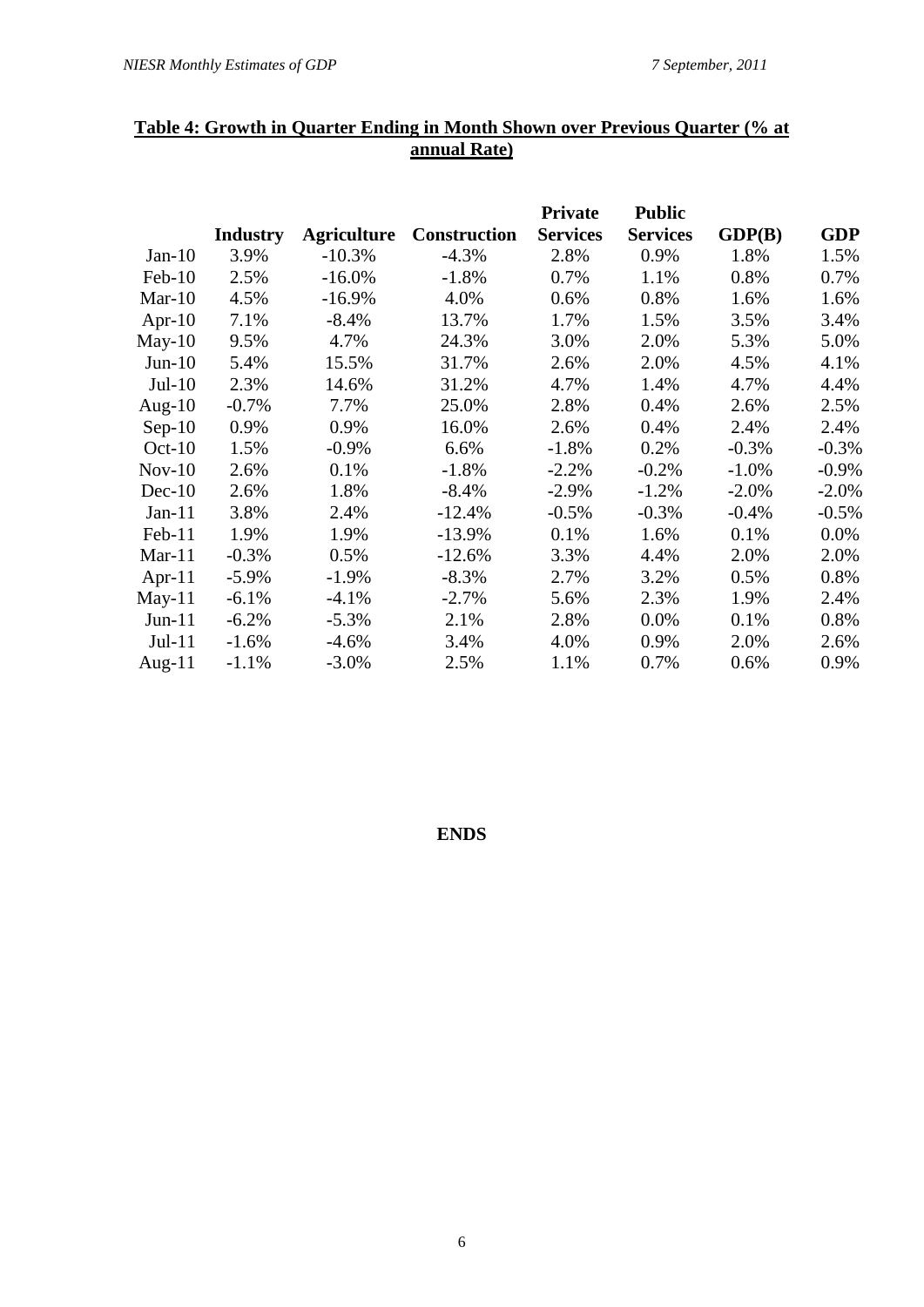**Table 4: Growth in Quarter Ending in Month Shown over Previous Quarter (% at annual Rate)**

| | Industry | Agriculture | Construction | Private Services | Public Services | GDP(B) | GDP |
|---|---|---|---|---|---|---|---|
| Jan-10 | 3.9% | -10.3% | -4.3% | 2.8% | 0.9% | 1.8% | 1.5% |
| Feb-10 | 2.5% | -16.0% | -1.8% | 0.7% | 1.1% | 0.8% | 0.7% |
| Mar-10 | 4.5% | -16.9% | 4.0% | 0.6% | 0.8% | 1.6% | 1.6% |
| Apr-10 | 7.1% | -8.4% | 13.7% | 1.7% | 1.5% | 3.5% | 3.4% |
| May-10 | 9.5% | 4.7% | 24.3% | 3.0% | 2.0% | 5.3% | 5.0% |
| Jun-10 | 5.4% | 15.5% | 31.7% | 2.6% | 2.0% | 4.5% | 4.1% |
| Jul-10 | 2.3% | 14.6% | 31.2% | 4.7% | 1.4% | 4.7% | 4.4% |
| Aug-10 | -0.7% | 7.7% | 25.0% | 2.8% | 0.4% | 2.6% | 2.5% |
| Sep-10 | 0.9% | 0.9% | 16.0% | 2.6% | 0.4% | 2.4% | 2.4% |
| Oct-10 | 1.5% | -0.9% | 6.6% | -1.8% | 0.2% | -0.3% | -0.3% |
| Nov-10 | 2.6% | 0.1% | -1.8% | -2.2% | -0.2% | -1.0% | -0.9% |
| Dec-10 | 2.6% | 1.8% | -8.4% | -2.9% | -1.2% | -2.0% | -2.0% |
| Jan-11 | 3.8% | 2.4% | -12.4% | -0.5% | -0.3% | -0.4% | -0.5% |
| Feb-11 | 1.9% | 1.9% | -13.9% | 0.1% | 1.6% | 0.1% | 0.0% |
| Mar-11 | -0.3% | 0.5% | -12.6% | 3.3% | 4.4% | 2.0% | 2.0% |
| Apr-11 | -5.9% | -1.9% | -8.3% | 2.7% | 3.2% | 0.5% | 0.8% |
| May-11 | -6.1% | -4.1% | -2.7% | 5.6% | 2.3% | 1.9% | 2.4% |
| Jun-11 | -6.2% | -5.3% | 2.1% | 2.8% | 0.0% | 0.1% | 0.8% |
| Jul-11 | -1.6% | -4.6% | 3.4% | 4.0% | 0.9% | 2.0% | 2.6% |
| Aug-11 | -1.1% | -3.0% | 2.5% | 1.1% | 0.7% | 0.6% | 0.9% |

**ENDS**